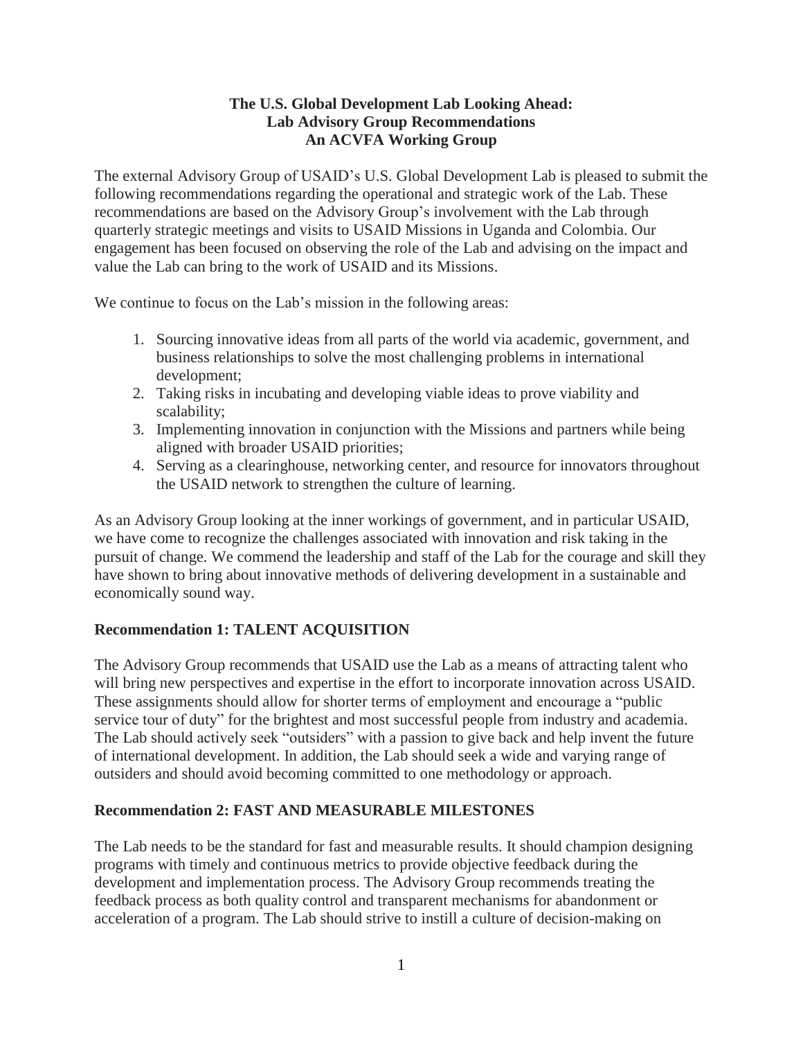# The U.S. Global Development Lab Looking Ahead: Lab Advisory Group Recommendations An ACVFA Working Group

The external Advisory Group of USAID's U.S. Global Development Lab is pleased to submit the following recommendations regarding the operational and strategic work of the Lab. These recommendations are based on the Advisory Group's involvement with the Lab through quarterly strategic meetings and visits to USAID Missions in Uganda and Colombia. Our engagement has been focused on observing the role of the Lab and advising on the impact and value the Lab can bring to the work of USAID and its Missions.

We continue to focus on the Lab's mission in the following areas:

1. Sourcing innovative ideas from all parts of the world via academic, government, and business relationships to solve the most challenging problems in international development;
2. Taking risks in incubating and developing viable ideas to prove viability and scalability;
3. Implementing innovation in conjunction with the Missions and partners while being aligned with broader USAID priorities;
4. Serving as a clearinghouse, networking center, and resource for innovators throughout the USAID network to strengthen the culture of learning.

As an Advisory Group looking at the inner workings of government, and in particular USAID, we have come to recognize the challenges associated with innovation and risk taking in the pursuit of change. We commend the leadership and staff of the Lab for the courage and skill they have shown to bring about innovative methods of delivering development in a sustainable and economically sound way.

## Recommendation 1: TALENT ACQUISITION

The Advisory Group recommends that USAID use the Lab as a means of attracting talent who will bring new perspectives and expertise in the effort to incorporate innovation across USAID. These assignments should allow for shorter terms of employment and encourage a "public service tour of duty" for the brightest and most successful people from industry and academia. The Lab should actively seek "outsiders" with a passion to give back and help invent the future of international development. In addition, the Lab should seek a wide and varying range of outsiders and should avoid becoming committed to one methodology or approach.

## Recommendation 2: FAST AND MEASURABLE MILESTONES

The Lab needs to be the standard for fast and measurable results. It should champion designing programs with timely and continuous metrics to provide objective feedback during the development and implementation process. The Advisory Group recommends treating the feedback process as both quality control and transparent mechanisms for abandonment or acceleration of a program. The Lab should strive to instill a culture of decision-making on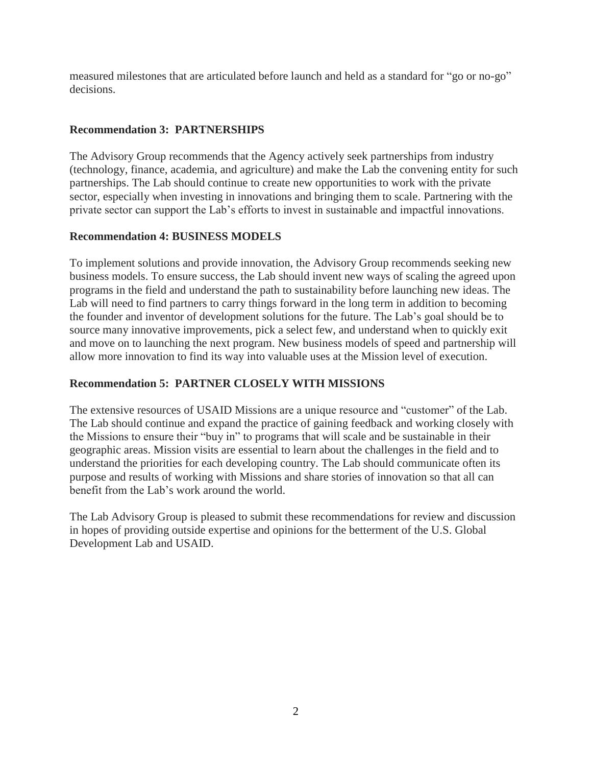measured milestones that are articulated before launch and held as a standard for "go or no-go" decisions.

**Recommendation 3: PARTNERSHIPS**

The Advisory Group recommends that the Agency actively seek partnerships from industry (technology, finance, academia, and agriculture) and make the Lab the convening entity for such partnerships. The Lab should continue to create new opportunities to work with the private sector, especially when investing in innovations and bringing them to scale. Partnering with the private sector can support the Lab's efforts to invest in sustainable and impactful innovations.

**Recommendation 4: BUSINESS MODELS**

To implement solutions and provide innovation, the Advisory Group recommends seeking new business models. To ensure success, the Lab should invent new ways of scaling the agreed upon programs in the field and understand the path to sustainability before launching new ideas. The Lab will need to find partners to carry things forward in the long term in addition to becoming the founder and inventor of development solutions for the future. The Lab's goal should be to source many innovative improvements, pick a select few, and understand when to quickly exit and move on to launching the next program. New business models of speed and partnership will allow more innovation to find its way into valuable uses at the Mission level of execution.

**Recommendation 5: PARTNER CLOSELY WITH MISSIONS**

The extensive resources of USAID Missions are a unique resource and "customer" of the Lab. The Lab should continue and expand the practice of gaining feedback and working closely with the Missions to ensure their "buy in" to programs that will scale and be sustainable in their geographic areas. Mission visits are essential to learn about the challenges in the field and to understand the priorities for each developing country. The Lab should communicate often its purpose and results of working with Missions and share stories of innovation so that all can benefit from the Lab's work around the world.

The Lab Advisory Group is pleased to submit these recommendations for review and discussion in hopes of providing outside expertise and opinions for the betterment of the U.S. Global Development Lab and USAID.